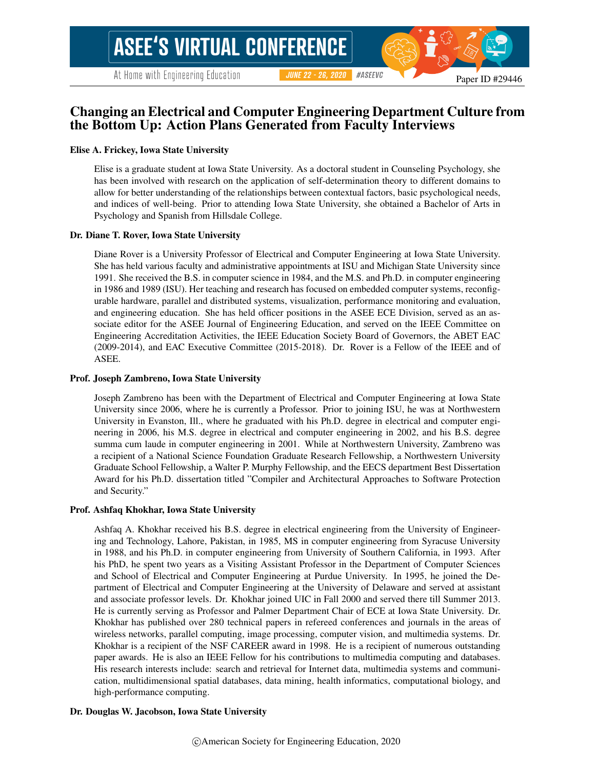Paper ID #29446

# Changing an Electrical and Computer Engineering Department Culture from the Bottom Up: Action Plans Generated from Faculty Interviews

**Elise A. Frickey, Iowa State University**

Elise is a graduate student at Iowa State University. As a doctoral student in Counseling Psychology, she has been involved with research on the application of self-determination theory to different domains to allow for better understanding of the relationships between contextual factors, basic psychological needs, and indices of well-being. Prior to attending Iowa State University, she obtained a Bachelor of Arts in Psychology and Spanish from Hillsdale College.

**Dr. Diane T. Rover, Iowa State University**

Diane Rover is a University Professor of Electrical and Computer Engineering at Iowa State University. She has held various faculty and administrative appointments at ISU and Michigan State University since 1991. She received the B.S. in computer science in 1984, and the M.S. and Ph.D. in computer engineering in 1986 and 1989 (ISU). Her teaching and research has focused on embedded computer systems, reconfigurable hardware, parallel and distributed systems, visualization, performance monitoring and evaluation, and engineering education. She has held officer positions in the ASEE ECE Division, served as an associate editor for the ASEE Journal of Engineering Education, and served on the IEEE Committee on Engineering Accreditation Activities, the IEEE Education Society Board of Governors, the ABET EAC (2009-2014), and EAC Executive Committee (2015-2018). Dr. Rover is a Fellow of the IEEE and of ASEE.

**Prof. Joseph Zambreno, Iowa State University**

Joseph Zambreno has been with the Department of Electrical and Computer Engineering at Iowa State University since 2006, where he is currently a Professor. Prior to joining ISU, he was at Northwestern University in Evanston, Ill., where he graduated with his Ph.D. degree in electrical and computer engineering in 2006, his M.S. degree in electrical and computer engineering in 2002, and his B.S. degree summa cum laude in computer engineering in 2001. While at Northwestern University, Zambreno was a recipient of a National Science Foundation Graduate Research Fellowship, a Northwestern University Graduate School Fellowship, a Walter P. Murphy Fellowship, and the EECS department Best Dissertation Award for his Ph.D. dissertation titled "Compiler and Architectural Approaches to Software Protection and Security."

**Prof. Ashfaq Khokhar, Iowa State University**

Ashfaq A. Khokhar received his B.S. degree in electrical engineering from the University of Engineering and Technology, Lahore, Pakistan, in 1985, MS in computer engineering from Syracuse University in 1988, and his Ph.D. in computer engineering from University of Southern California, in 1993. After his PhD, he spent two years as a Visiting Assistant Professor in the Department of Computer Sciences and School of Electrical and Computer Engineering at Purdue University. In 1995, he joined the Department of Electrical and Computer Engineering at the University of Delaware and served at assistant and associate professor levels. Dr. Khokhar joined UIC in Fall 2000 and served there till Summer 2013. He is currently serving as Professor and Palmer Department Chair of ECE at Iowa State University. Dr. Khokhar has published over 280 technical papers in refereed conferences and journals in the areas of wireless networks, parallel computing, image processing, computer vision, and multimedia systems. Dr. Khokhar is a recipient of the NSF CAREER award in 1998. He is a recipient of numerous outstanding paper awards. He is also an IEEE Fellow for his contributions to multimedia computing and databases. His research interests include: search and retrieval for Internet data, multimedia systems and communication, multidimensional spatial databases, data mining, health informatics, computational biology, and high-performance computing.

**Dr. Douglas W. Jacobson, Iowa State University**

©American Society for Engineering Education, 2020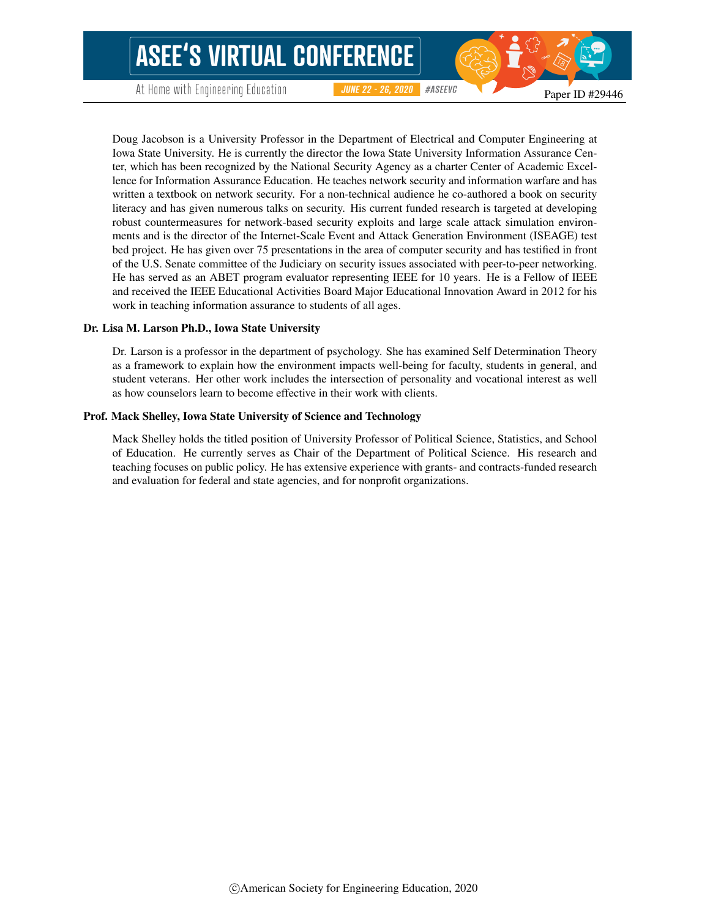Doug Jacobson is a University Professor in the Department of Electrical and Computer Engineering at Iowa State University. He is currently the director the Iowa State University Information Assurance Center, which has been recognized by the National Security Agency as a charter Center of Academic Excellence for Information Assurance Education. He teaches network security and information warfare and has written a textbook on network security. For a non-technical audience he co-authored a book on security literacy and has given numerous talks on security. His current funded research is targeted at developing robust countermeasures for network-based security exploits and large scale attack simulation environments and is the director of the Internet-Scale Event and Attack Generation Environment (ISEAGE) test bed project. He has given over 75 presentations in the area of computer security and has testified in front of the U.S. Senate committee of the Judiciary on security issues associated with peer-to-peer networking. He has served as an ABET program evaluator representing IEEE for 10 years. He is a Fellow of IEEE and received the IEEE Educational Activities Board Major Educational Innovation Award in 2012 for his work in teaching information assurance to students of all ages.

**Dr. Lisa M. Larson Ph.D., Iowa State University**

Dr. Larson is a professor in the department of psychology. She has examined Self Determination Theory as a framework to explain how the environment impacts well-being for faculty, students in general, and student veterans. Her other work includes the intersection of personality and vocational interest as well as how counselors learn to become effective in their work with clients.

**Prof. Mack Shelley, Iowa State University of Science and Technology**

Mack Shelley holds the titled position of University Professor of Political Science, Statistics, and School of Education. He currently serves as Chair of the Department of Political Science. His research and teaching focuses on public policy. He has extensive experience with grants- and contracts-funded research and evaluation for federal and state agencies, and for nonprofit organizations.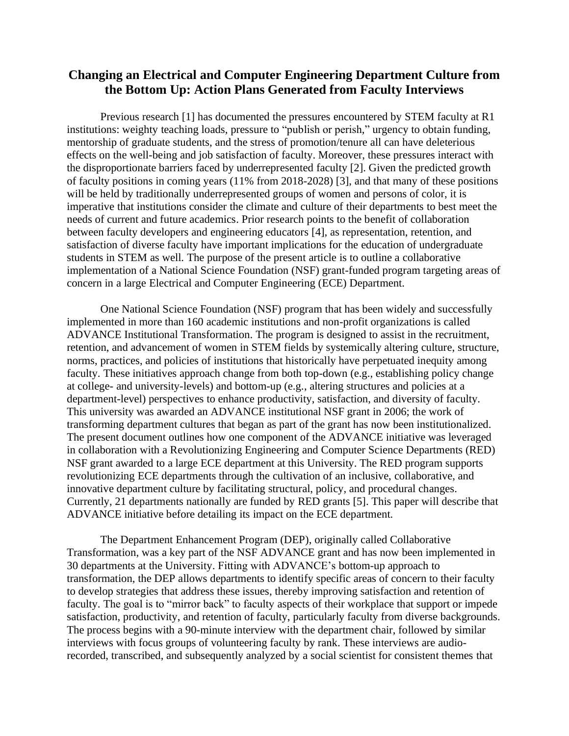# Changing an Electrical and Computer Engineering Department Culture from the Bottom Up: Action Plans Generated from Faculty Interviews

Previous research [1] has documented the pressures encountered by STEM faculty at R1 institutions: weighty teaching loads, pressure to "publish or perish," urgency to obtain funding, mentorship of graduate students, and the stress of promotion/tenure all can have deleterious effects on the well-being and job satisfaction of faculty. Moreover, these pressures interact with the disproportionate barriers faced by underrepresented faculty [2]. Given the predicted growth of faculty positions in coming years (11% from 2018-2028) [3], and that many of these positions will be held by traditionally underrepresented groups of women and persons of color, it is imperative that institutions consider the climate and culture of their departments to best meet the needs of current and future academics. Prior research points to the benefit of collaboration between faculty developers and engineering educators [4], as representation, retention, and satisfaction of diverse faculty have important implications for the education of undergraduate students in STEM as well. The purpose of the present article is to outline a collaborative implementation of a National Science Foundation (NSF) grant-funded program targeting areas of concern in a large Electrical and Computer Engineering (ECE) Department.

One National Science Foundation (NSF) program that has been widely and successfully implemented in more than 160 academic institutions and non-profit organizations is called ADVANCE Institutional Transformation. The program is designed to assist in the recruitment, retention, and advancement of women in STEM fields by systemically altering culture, structure, norms, practices, and policies of institutions that historically have perpetuated inequity among faculty. These initiatives approach change from both top-down (e.g., establishing policy change at college- and university-levels) and bottom-up (e.g., altering structures and policies at a department-level) perspectives to enhance productivity, satisfaction, and diversity of faculty. This university was awarded an ADVANCE institutional NSF grant in 2006; the work of transforming department cultures that began as part of the grant has now been institutionalized. The present document outlines how one component of the ADVANCE initiative was leveraged in collaboration with a Revolutionizing Engineering and Computer Science Departments (RED) NSF grant awarded to a large ECE department at this University. The RED program supports revolutionizing ECE departments through the cultivation of an inclusive, collaborative, and innovative department culture by facilitating structural, policy, and procedural changes. Currently, 21 departments nationally are funded by RED grants [5]. This paper will describe that ADVANCE initiative before detailing its impact on the ECE department.

The Department Enhancement Program (DEP), originally called Collaborative Transformation, was a key part of the NSF ADVANCE grant and has now been implemented in 30 departments at the University. Fitting with ADVANCE's bottom-up approach to transformation, the DEP allows departments to identify specific areas of concern to their faculty to develop strategies that address these issues, thereby improving satisfaction and retention of faculty. The goal is to "mirror back" to faculty aspects of their workplace that support or impede satisfaction, productivity, and retention of faculty, particularly faculty from diverse backgrounds. The process begins with a 90-minute interview with the department chair, followed by similar interviews with focus groups of volunteering faculty by rank. These interviews are audio-recorded, transcribed, and subsequently analyzed by a social scientist for consistent themes that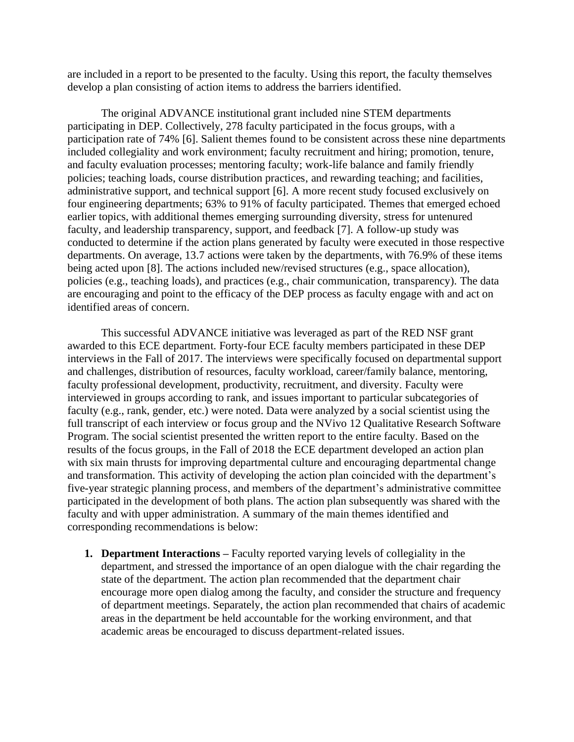are included in a report to be presented to the faculty. Using this report, the faculty themselves develop a plan consisting of action items to address the barriers identified.

The original ADVANCE institutional grant included nine STEM departments participating in DEP. Collectively, 278 faculty participated in the focus groups, with a participation rate of 74% [6]. Salient themes found to be consistent across these nine departments included collegiality and work environment; faculty recruitment and hiring; promotion, tenure, and faculty evaluation processes; mentoring faculty; work-life balance and family friendly policies; teaching loads, course distribution practices, and rewarding teaching; and facilities, administrative support, and technical support [6]. A more recent study focused exclusively on four engineering departments; 63% to 91% of faculty participated. Themes that emerged echoed earlier topics, with additional themes emerging surrounding diversity, stress for untenured faculty, and leadership transparency, support, and feedback [7]. A follow-up study was conducted to determine if the action plans generated by faculty were executed in those respective departments. On average, 13.7 actions were taken by the departments, with 76.9% of these items being acted upon [8]. The actions included new/revised structures (e.g., space allocation), policies (e.g., teaching loads), and practices (e.g., chair communication, transparency). The data are encouraging and point to the efficacy of the DEP process as faculty engage with and act on identified areas of concern.

This successful ADVANCE initiative was leveraged as part of the RED NSF grant awarded to this ECE department. Forty-four ECE faculty members participated in these DEP interviews in the Fall of 2017. The interviews were specifically focused on departmental support and challenges, distribution of resources, faculty workload, career/family balance, mentoring, faculty professional development, productivity, recruitment, and diversity. Faculty were interviewed in groups according to rank, and issues important to particular subcategories of faculty (e.g., rank, gender, etc.) were noted. Data were analyzed by a social scientist using the full transcript of each interview or focus group and the NVivo 12 Qualitative Research Software Program. The social scientist presented the written report to the entire faculty. Based on the results of the focus groups, in the Fall of 2018 the ECE department developed an action plan with six main thrusts for improving departmental culture and encouraging departmental change and transformation. This activity of developing the action plan coincided with the department's five-year strategic planning process, and members of the department's administrative committee participated in the development of both plans. The action plan subsequently was shared with the faculty and with upper administration. A summary of the main themes identified and corresponding recommendations is below:

1. **Department Interactions –** Faculty reported varying levels of collegiality in the department, and stressed the importance of an open dialogue with the chair regarding the state of the department. The action plan recommended that the department chair encourage more open dialog among the faculty, and consider the structure and frequency of department meetings. Separately, the action plan recommended that chairs of academic areas in the department be held accountable for the working environment, and that academic areas be encouraged to discuss department-related issues.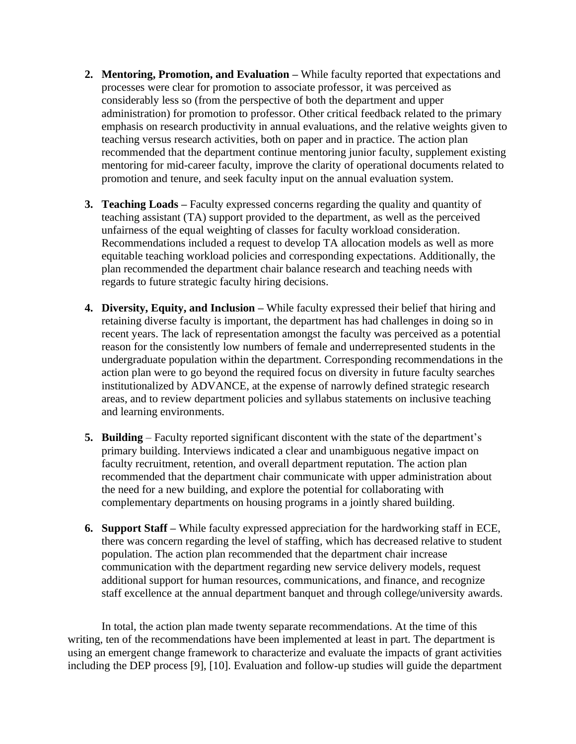2. **Mentoring, Promotion, and Evaluation –** While faculty reported that expectations and processes were clear for promotion to associate professor, it was perceived as considerably less so (from the perspective of both the department and upper administration) for promotion to professor. Other critical feedback related to the primary emphasis on research productivity in annual evaluations, and the relative weights given to teaching versus research activities, both on paper and in practice. The action plan recommended that the department continue mentoring junior faculty, supplement existing mentoring for mid-career faculty, improve the clarity of operational documents related to promotion and tenure, and seek faculty input on the annual evaluation system.

3. **Teaching Loads –** Faculty expressed concerns regarding the quality and quantity of teaching assistant (TA) support provided to the department, as well as the perceived unfairness of the equal weighting of classes for faculty workload consideration. Recommendations included a request to develop TA allocation models as well as more equitable teaching workload policies and corresponding expectations. Additionally, the plan recommended the department chair balance research and teaching needs with regards to future strategic faculty hiring decisions.

4. **Diversity, Equity, and Inclusion –** While faculty expressed their belief that hiring and retaining diverse faculty is important, the department has had challenges in doing so in recent years. The lack of representation amongst the faculty was perceived as a potential reason for the consistently low numbers of female and underrepresented students in the undergraduate population within the department. Corresponding recommendations in the action plan were to go beyond the required focus on diversity in future faculty searches institutionalized by ADVANCE, at the expense of narrowly defined strategic research areas, and to review department policies and syllabus statements on inclusive teaching and learning environments.

5. **Building** – Faculty reported significant discontent with the state of the department's primary building. Interviews indicated a clear and unambiguous negative impact on faculty recruitment, retention, and overall department reputation. The action plan recommended that the department chair communicate with upper administration about the need for a new building, and explore the potential for collaborating with complementary departments on housing programs in a jointly shared building.

6. **Support Staff –** While faculty expressed appreciation for the hardworking staff in ECE, there was concern regarding the level of staffing, which has decreased relative to student population. The action plan recommended that the department chair increase communication with the department regarding new service delivery models, request additional support for human resources, communications, and finance, and recognize staff excellence at the annual department banquet and through college/university awards.

In total, the action plan made twenty separate recommendations. At the time of this writing, ten of the recommendations have been implemented at least in part. The department is using an emergent change framework to characterize and evaluate the impacts of grant activities including the DEP process [9], [10]. Evaluation and follow-up studies will guide the department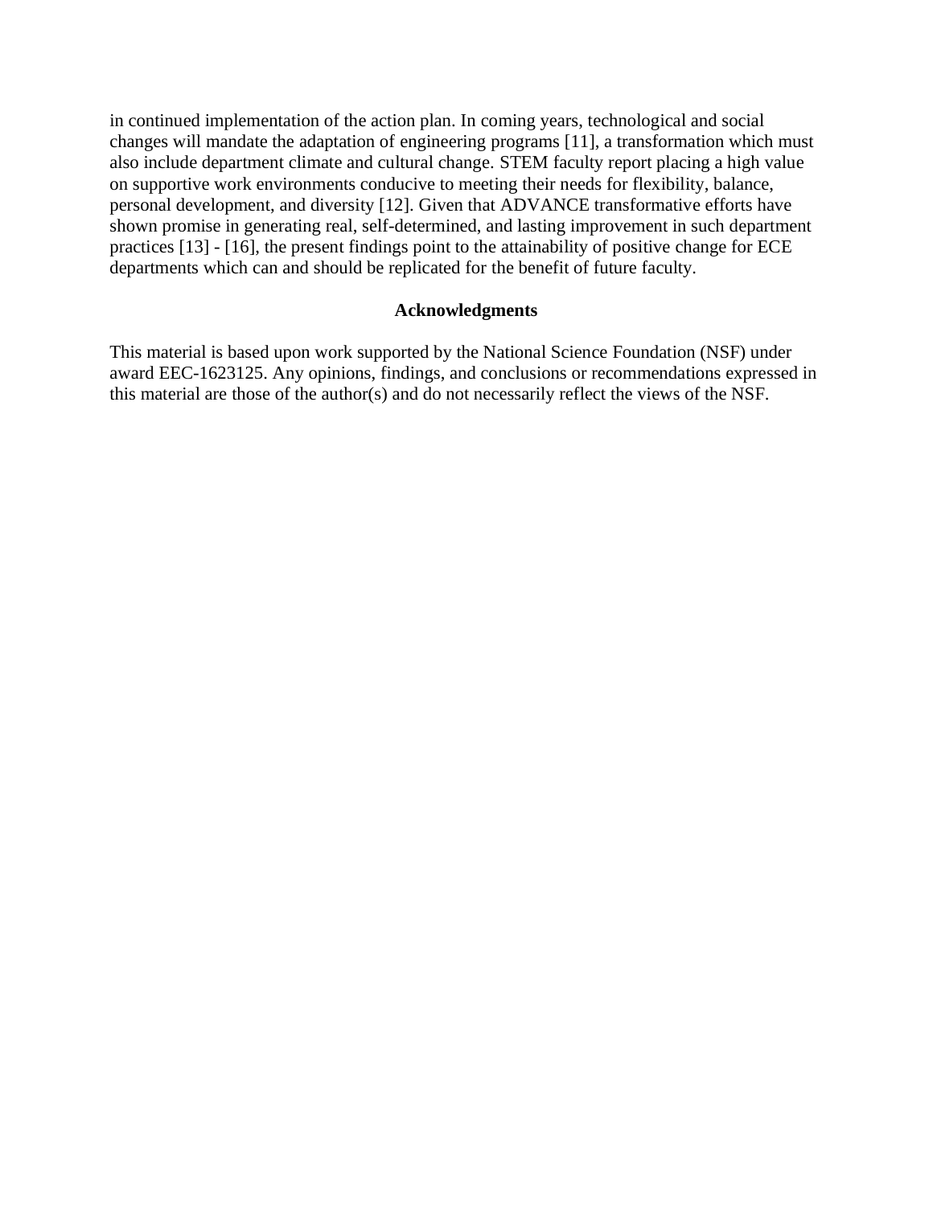in continued implementation of the action plan. In coming years, technological and social changes will mandate the adaptation of engineering programs [11], a transformation which must also include department climate and cultural change. STEM faculty report placing a high value on supportive work environments conducive to meeting their needs for flexibility, balance, personal development, and diversity [12]. Given that ADVANCE transformative efforts have shown promise in generating real, self-determined, and lasting improvement in such department practices [13] - [16], the present findings point to the attainability of positive change for ECE departments which can and should be replicated for the benefit of future faculty.

## Acknowledgments

This material is based upon work supported by the National Science Foundation (NSF) under award EEC-1623125. Any opinions, findings, and conclusions or recommendations expressed in this material are those of the author(s) and do not necessarily reflect the views of the NSF.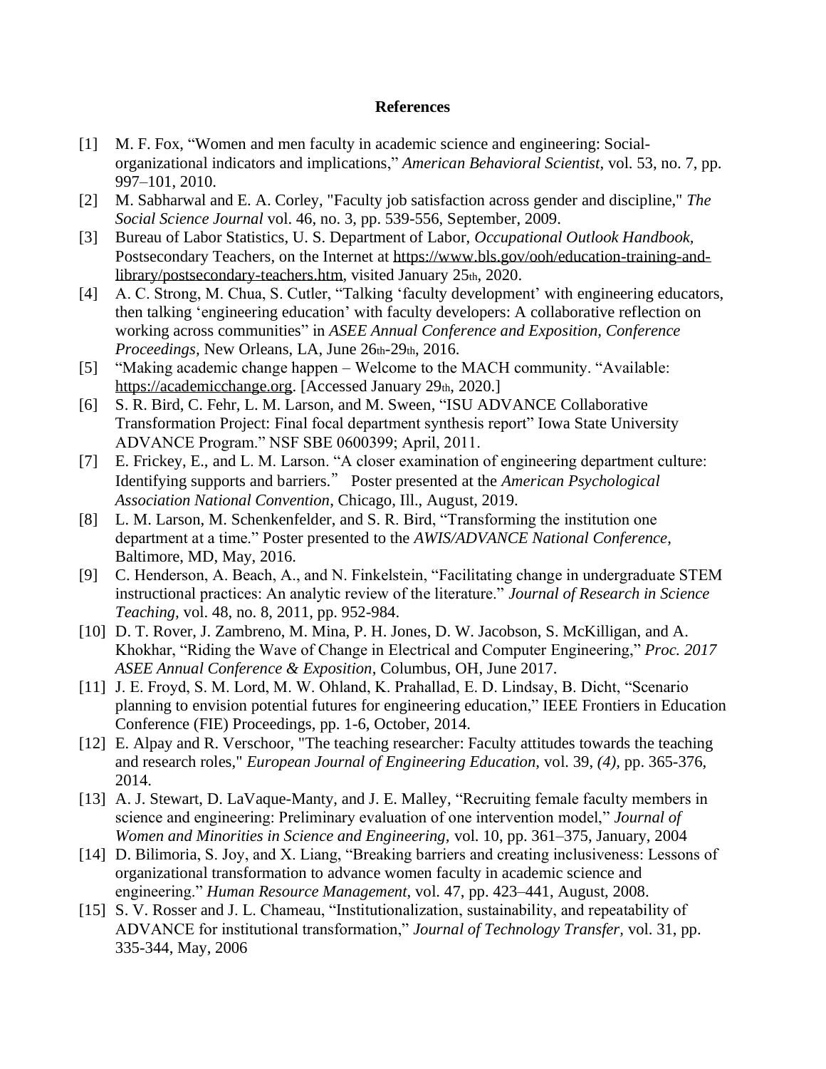# References

[1] M. F. Fox, "Women and men faculty in academic science and engineering: Social-organizational indicators and implications," *American Behavioral Scientist*, vol. 53, no. 7, pp. 997–101, 2010.

[2] M. Sabharwal and E. A. Corley, "Faculty job satisfaction across gender and discipline," *The Social Science Journal* vol. 46, no. 3, pp. 539-556, September, 2009.

[3] Bureau of Labor Statistics, U. S. Department of Labor, *Occupational Outlook Handbook*, Postsecondary Teachers, on the Internet at https://www.bls.gov/ooh/education-training-and-library/postsecondary-teachers.htm, visited January 25th, 2020.

[4] A. C. Strong, M. Chua, S. Cutler, "Talking 'faculty development' with engineering educators, then talking 'engineering education' with faculty developers: A collaborative reflection on working across communities" in *ASEE Annual Conference and Exposition, Conference Proceedings*, New Orleans, LA, June 26th-29th, 2016.

[5] "Making academic change happen – Welcome to the MACH community. "Available: https://academicchange.org. [Accessed January 29th, 2020.]

[6] S. R. Bird, C. Fehr, L. M. Larson, and M. Sween, "ISU ADVANCE Collaborative Transformation Project: Final focal department synthesis report" Iowa State University ADVANCE Program." NSF SBE 0600399; April, 2011.

[7] E. Frickey, E., and L. M. Larson. "A closer examination of engineering department culture: Identifying supports and barriers." Poster presented at the *American Psychological Association National Convention*, Chicago, Ill., August, 2019.

[8] L. M. Larson, M. Schenkenfelder, and S. R. Bird, "Transforming the institution one department at a time." Poster presented to the *AWIS/ADVANCE National Conference*, Baltimore, MD, May, 2016.

[9] C. Henderson, A. Beach, A., and N. Finkelstein, "Facilitating change in undergraduate STEM instructional practices: An analytic review of the literature." *Journal of Research in Science Teaching*, vol. 48, no. 8, 2011, pp. 952-984.

[10] D. T. Rover, J. Zambreno, M. Mina, P. H. Jones, D. W. Jacobson, S. McKilligan, and A. Khokhar, "Riding the Wave of Change in Electrical and Computer Engineering," *Proc. 2017 ASEE Annual Conference & Exposition*, Columbus, OH, June 2017.

[11] J. E. Froyd, S. M. Lord, M. W. Ohland, K. Prahallad, E. D. Lindsay, B. Dicht, "Scenario planning to envision potential futures for engineering education," IEEE Frontiers in Education Conference (FIE) Proceedings, pp. 1-6, October, 2014.

[12] E. Alpay and R. Verschoor, "The teaching researcher: Faculty attitudes towards the teaching and research roles," *European Journal of Engineering Education*, vol. 39, *(4)*, pp. 365-376, 2014.

[13] A. J. Stewart, D. LaVaque-Manty, and J. E. Malley, "Recruiting female faculty members in science and engineering: Preliminary evaluation of one intervention model," *Journal of Women and Minorities in Science and Engineering*, vol. 10, pp. 361–375, January, 2004

[14] D. Bilimoria, S. Joy, and X. Liang, "Breaking barriers and creating inclusiveness: Lessons of organizational transformation to advance women faculty in academic science and engineering." *Human Resource Management*, vol. 47, pp. 423–441, August, 2008.

[15] S. V. Rosser and J. L. Chameau, "Institutionalization, sustainability, and repeatability of ADVANCE for institutional transformation," *Journal of Technology Transfer*, vol. 31, pp. 335-344, May, 2006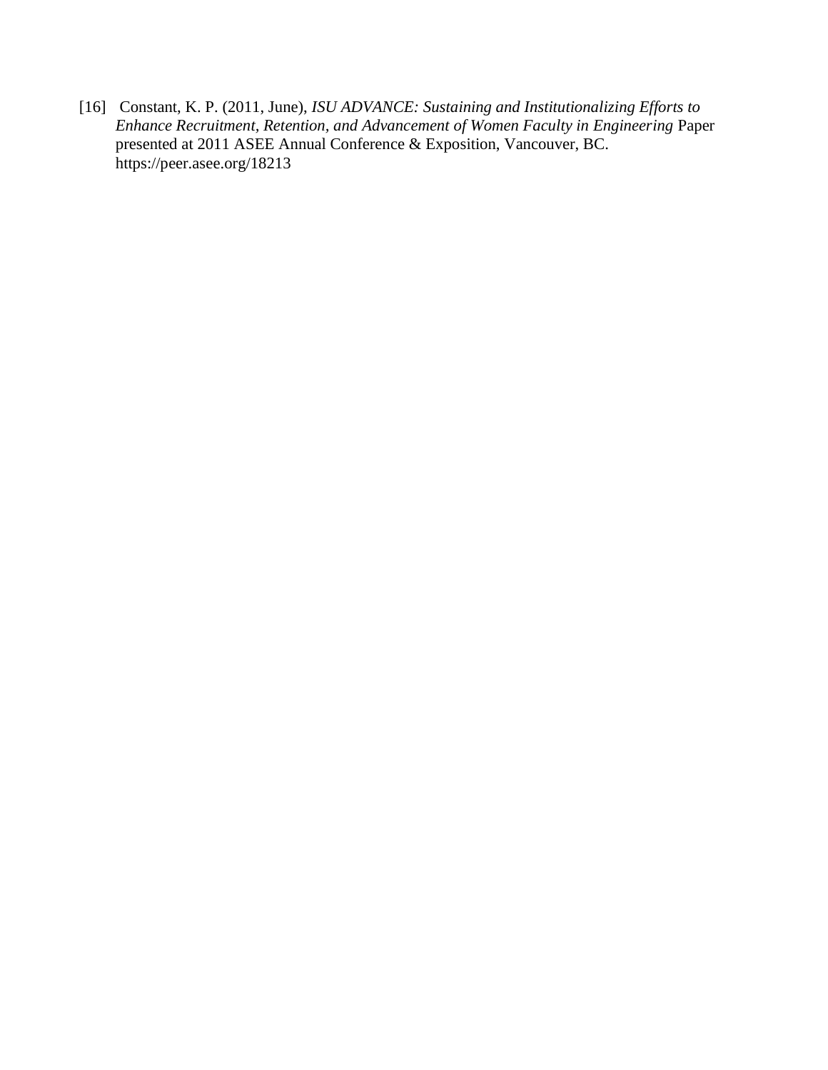[16] Constant, K. P. (2011, June), *ISU ADVANCE: Sustaining and Institutionalizing Efforts to Enhance Recruitment, Retention, and Advancement of Women Faculty in Engineering* Paper presented at 2011 ASEE Annual Conference & Exposition, Vancouver, BC. https://peer.asee.org/18213